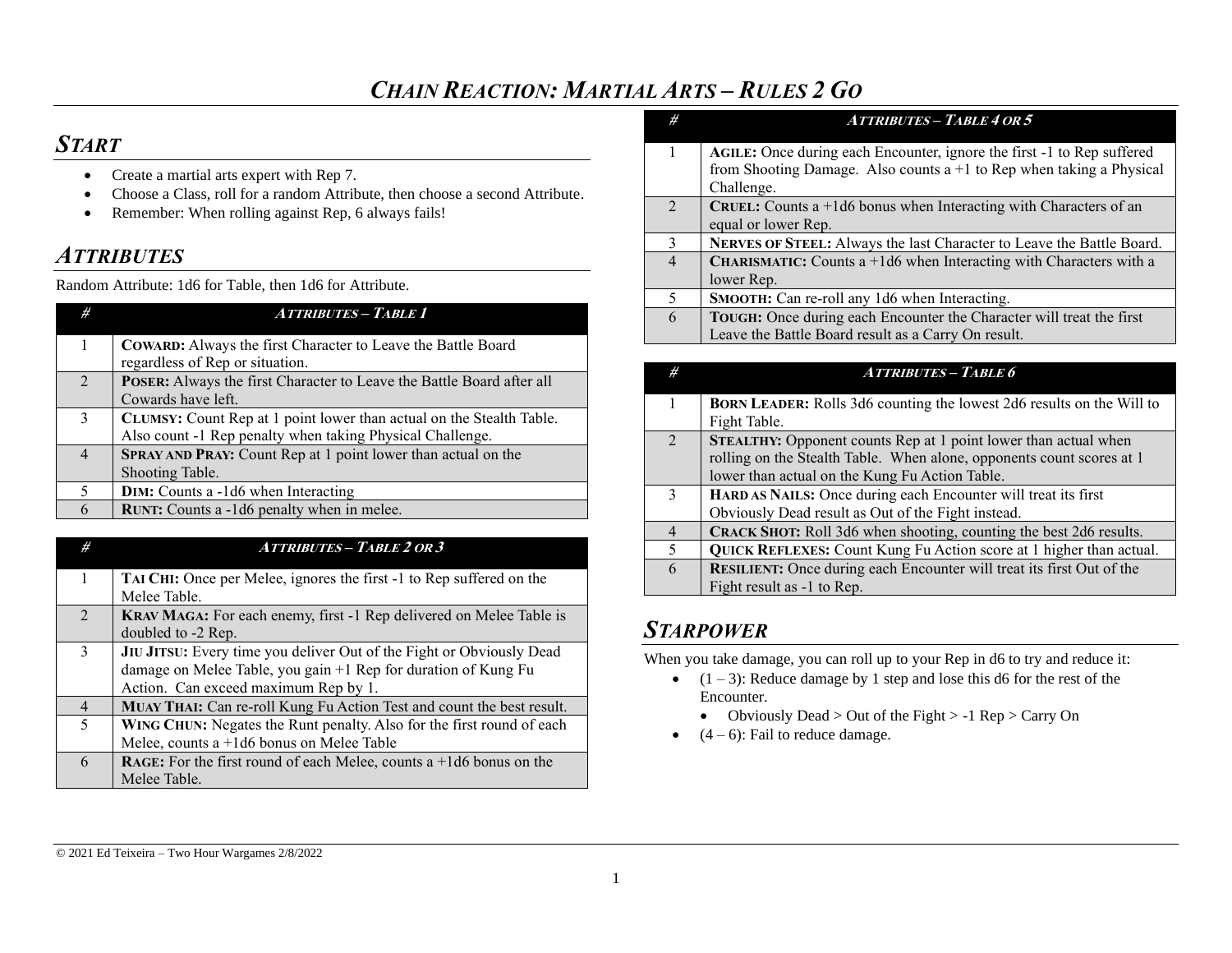# *CHAIN REACTION: MARTIAL ARTS – RULES 2 GO*

## *START*

- Create a martial arts expert with Rep 7.
- Choose a Class, roll for a random Attribute, then choose a second Attribute.
- Remember: When rolling against Rep, 6 always fails!

## *ATTRIBUTES*

Random Attribute: 1d6 for Table, then 1d6 for Attribute.

| # | *ATTRIBUTES – TABLE 1* |
|---|---|
| 1 | **COWARD:** Always the first Character to Leave the Battle Board regardless of Rep or situation. |
| 2 | **POSER:** Always the first Character to Leave the Battle Board after all Cowards have left. |
| 3 | **CLUMSY:** Count Rep at 1 point lower than actual on the Stealth Table. Also count -1 Rep penalty when taking Physical Challenge. |
| 4 | **SPRAY AND PRAY:** Count Rep at 1 point lower than actual on the Shooting Table. |
| 5 | **DIM:** Counts a -1d6 when Interacting |
| 6 | **RUNT:** Counts a -1d6 penalty when in melee. |

| # | *ATTRIBUTES – TABLE 2 OR 3* |
|---|---|
| 1 | **TAI CHI:** Once per Melee, ignores the first -1 to Rep suffered on the Melee Table. |
| 2 | **KRAV MAGA:** For each enemy, first -1 Rep delivered on Melee Table is doubled to -2 Rep. |
| 3 | **JIU JITSU:** Every time you deliver Out of the Fight or Obviously Dead damage on Melee Table, you gain +1 Rep for duration of Kung Fu Action. Can exceed maximum Rep by 1. |
| 4 | **MUAY THAI:** Can re-roll Kung Fu Action Test and count the best result. |
| 5 | **WING CHUN:** Negates the Runt penalty. Also for the first round of each Melee, counts a +1d6 bonus on Melee Table |
| 6 | **RAGE:** For the first round of each Melee, counts a +1d6 bonus on the Melee Table. |

| # | *ATTRIBUTES – TABLE 4 OR 5* |
|---|---|
| 1 | **AGILE:** Once during each Encounter, ignore the first -1 to Rep suffered from Shooting Damage. Also counts a +1 to Rep when taking a Physical Challenge. |
| 2 | **CRUEL:** Counts a +1d6 bonus when Interacting with Characters of an equal or lower Rep. |
| 3 | **NERVES OF STEEL:** Always the last Character to Leave the Battle Board. |
| 4 | **CHARISMATIC:** Counts a +1d6 when Interacting with Characters with a lower Rep. |
| 5 | **SMOOTH:** Can re-roll any 1d6 when Interacting. |
| 6 | **TOUGH:** Once during each Encounter the Character will treat the first Leave the Battle Board result as a Carry On result. |

| # | *ATTRIBUTES – TABLE 6* |
|---|---|
| 1 | **BORN LEADER:** Rolls 3d6 counting the lowest 2d6 results on the Will to Fight Table. |
| 2 | **STEALTHY:** Opponent counts Rep at 1 point lower than actual when rolling on the Stealth Table. When alone, opponents count scores at 1 lower than actual on the Kung Fu Action Table. |
| 3 | **HARD AS NAILS:** Once during each Encounter will treat its first Obviously Dead result as Out of the Fight instead. |
| 4 | **CRACK SHOT:** Roll 3d6 when shooting, counting the best 2d6 results. |
| 5 | **QUICK REFLEXES:** Count Kung Fu Action score at 1 higher than actual. |
| 6 | **RESILIENT:** Once during each Encounter will treat its first Out of the Fight result as -1 to Rep. |

## *STARPOWER*

When you take damage, you can roll up to your Rep in d6 to try and reduce it:

- (1 – 3): Reduce damage by 1 step and lose this d6 for the rest of the Encounter.
    - Obviously Dead > Out of the Fight > -1 Rep > Carry On
- (4 – 6): Fail to reduce damage.

© 2021 Ed Teixeira – Two Hour Wargames 2/8/2022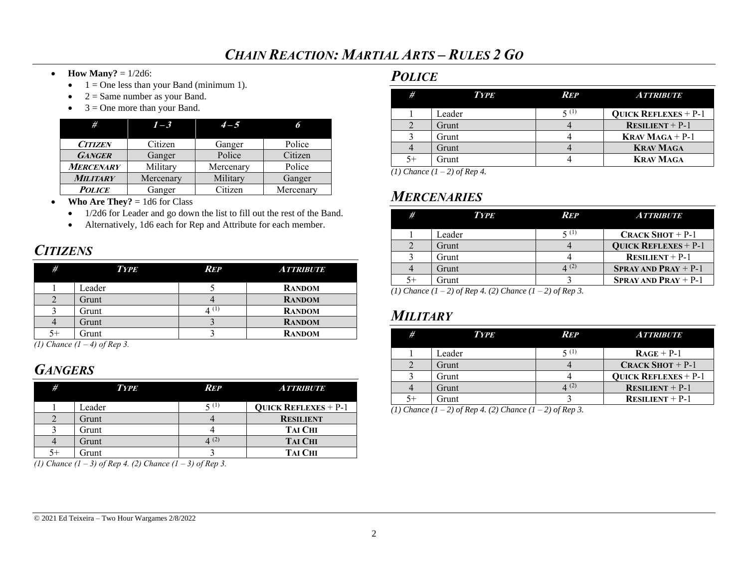- **How Many?** = 1/2d6:
  - 1 = One less than your Band (minimum 1).
  - 2 = Same number as your Band.
  - 3 = One more than your Band.

| # | 1 – 3 | 4 – 5 | 6 |
|---|---|---|---|
| *Citizen* | Citizen | Ganger | Police |
| *Ganger* | Ganger | Police | Citizen |
| *Mercenary* | Military | Mercenary | Police |
| *Military* | Mercenary | Military | Ganger |
| *Police* | Ganger | Citizen | Mercenary |

- **Who Are They?** = 1d6 for Class
  - 1/2d6 for Leader and go down the list to fill out the rest of the Band.
  - Alternatively, 1d6 each for Rep and Attribute for each member.

## *Citizens*

| # | Type | Rep | Attribute |
|---|---|---|---|
| 1 | Leader | 5 | **Random** |
| 2 | Grunt | 4 | **Random** |
| 3 | Grunt | 4 (1) | **Random** |
| 4 | Grunt | 3 | **Random** |
| 5+ | Grunt | 3 | **Random** |

*(1) Chance (1 – 4) of Rep 3.*

## *Gangers*

| # | Type | Rep | Attribute |
|---|---|---|---|
| 1 | Leader | 5 (1) | **Quick Reflexes** + P-1 |
| 2 | Grunt | 4 | **Resilient** |
| 3 | Grunt | 4 | **Tai Chi** |
| 4 | Grunt | 4 (2) | **Tai Chi** |
| 5+ | Grunt | 3 | **Tai Chi** |

*(1) Chance (1 – 3) of Rep 4. (2) Chance (1 – 3) of Rep 3.*

## *Police*

| # | Type | Rep | Attribute |
|---|---|---|---|
| 1 | Leader | 5 (1) | **Quick Reflexes** + P-1 |
| 2 | Grunt | 4 | **Resilient** + P-1 |
| 3 | Grunt | 4 | **Krav Maga** + P-1 |
| 4 | Grunt | 4 | **Krav Maga** |
| 5+ | Grunt | 4 | **Krav Maga** |

*(1) Chance (1 – 2) of Rep 4.*

## *Mercenaries*

| # | Type | Rep | Attribute |
|---|---|---|---|
| 1 | Leader | 5 (1) | **Crack Shot** + P-1 |
| 2 | Grunt | 4 | **Quick Reflexes** + P-1 |
| 3 | Grunt | 4 | **Resilient** + P-1 |
| 4 | Grunt | 4 (2) | **Spray and Pray** + P-1 |
| 5+ | Grunt | 3 | **Spray and Pray** + P-1 |

*(1) Chance (1 – 2) of Rep 4. (2) Chance (1 – 2) of Rep 3.*

## *Military*

| # | Type | Rep | Attribute |
|---|---|---|---|
| 1 | Leader | 5 (1) | **Rage** + P-1 |
| 2 | Grunt | 4 | **Crack Shot** + P-1 |
| 3 | Grunt | 4 | **Quick Reflexes** + P-1 |
| 4 | Grunt | 4 (2) | **Resilient** + P-1 |
| 5+ | Grunt | 3 | **Resilient** + P-1 |

*(1) Chance (1 – 2) of Rep 4. (2) Chance (1 – 2) of Rep 3.*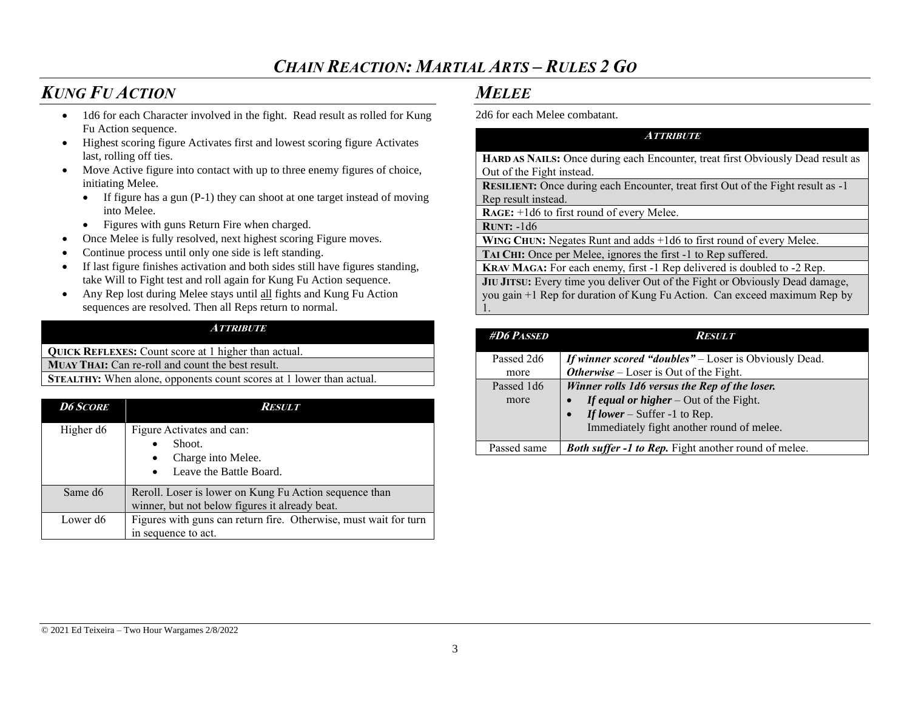# *CHAIN REACTION: MARTIAL ARTS – RULES 2 GO*

## *KUNG FU ACTION*

- 1d6 for each Character involved in the fight. Read result as rolled for Kung Fu Action sequence.
- Highest scoring figure Activates first and lowest scoring figure Activates last, rolling off ties.
- Move Active figure into contact with up to three enemy figures of choice, initiating Melee.
  - If figure has a gun (P-1) they can shoot at one target instead of moving into Melee.
  - Figures with guns Return Fire when charged.
- Once Melee is fully resolved, next highest scoring Figure moves.
- Continue process until only one side is left standing.
- If last figure finishes activation and both sides still have figures standing, take Will to Fight test and roll again for Kung Fu Action sequence.
- Any Rep lost during Melee stays until all fights and Kung Fu Action sequences are resolved. Then all Reps return to normal.

| *ATTRIBUTE* |
|---|
| **QUICK REFLEXES:** Count score at 1 higher than actual. |
| **MUAY THAI:** Can re-roll and count the best result. |
| **STEALTHY:** When alone, opponents count scores at 1 lower than actual. |

| *D6 SCORE* | *RESULT* |
|---|---|
| Higher d6 | Figure Activates and can:<br>• Shoot.<br>• Charge into Melee.<br>• Leave the Battle Board. |
| Same d6 | Reroll. Loser is lower on Kung Fu Action sequence than winner, but not below figures it already beat. |
| Lower d6 | Figures with guns can return fire. Otherwise, must wait for turn in sequence to act. |

## *MELEE*

2d6 for each Melee combatant.

| *ATTRIBUTE* |
|---|
| **HARD AS NAILS:** Once during each Encounter, treat first Obviously Dead result as Out of the Fight instead. |
| **RESILIENT:** Once during each Encounter, treat first Out of the Fight result as -1 Rep result instead. |
| **RAGE:** +1d6 to first round of every Melee. |
| **RUNT:** -1d6 |
| **WING CHUN:** Negates Runt and adds +1d6 to first round of every Melee. |
| **TAI CHI:** Once per Melee, ignores the first -1 to Rep suffered. |
| **KRAV MAGA:** For each enemy, first -1 Rep delivered is doubled to -2 Rep. |
| **JIU JITSU:** Every time you deliver Out of the Fight or Obviously Dead damage, you gain +1 Rep for duration of Kung Fu Action. Can exceed maximum Rep by 1. |

| *#D6 PASSED* | *RESULT* |
|---|---|
| Passed 2d6 more | ***If winner scored "doubles"*** – Loser is Obviously Dead.<br>***Otherwise*** – Loser is Out of the Fight. |
| Passed 1d6 more | ***Winner rolls 1d6 versus the Rep of the loser.***<br>• ***If equal or higher*** – Out of the Fight.<br>• ***If lower*** – Suffer -1 to Rep. Immediately fight another round of melee. |
| Passed same | ***Both suffer -1 to Rep.*** Fight another round of melee. |

© 2021 Ed Teixeira – Two Hour Wargames 2/8/2022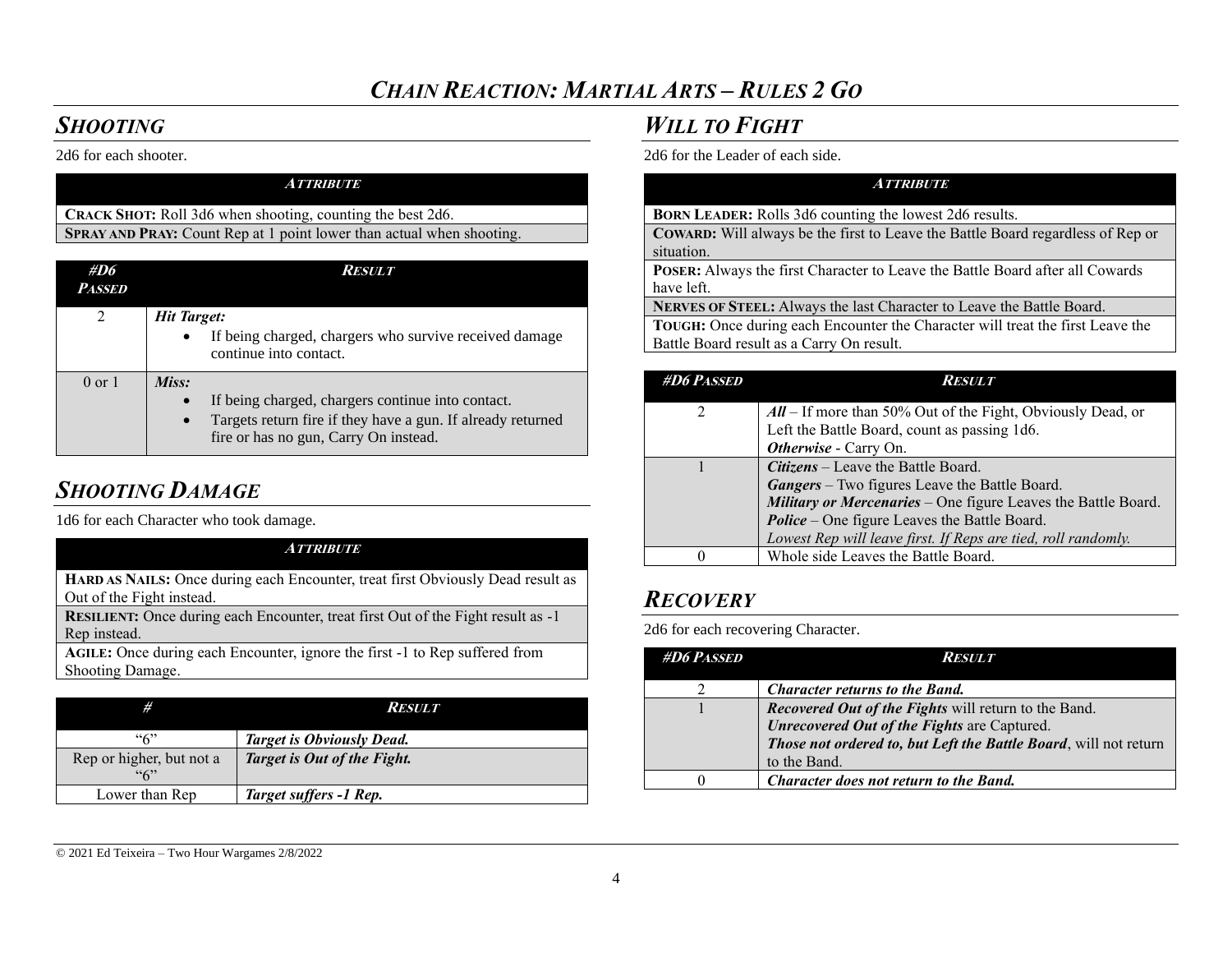## *SHOOTING*

2d6 for each shooter.

| ***ATTRIBUTE*** |
|---|
| **CRACK SHOT:** Roll 3d6 when shooting, counting the best 2d6. |
| **SPRAY AND PRAY:** Count Rep at 1 point lower than actual when shooting. |

| *#D6 PASSED* | *RESULT* |
|---|---|
| 2 | ***Hit Target:***<br>• If being charged, chargers who survive received damage continue into contact. |
| 0 or 1 | ***Miss:***<br>• If being charged, chargers continue into contact.<br>• Targets return fire if they have a gun. If already returned fire or has no gun, Carry On instead. |

## *SHOOTING DAMAGE*

1d6 for each Character who took damage.

| ***ATTRIBUTE*** |
|---|
| **HARD AS NAILS:** Once during each Encounter, treat first Obviously Dead result as Out of the Fight instead. |
| **RESILIENT:** Once during each Encounter, treat first Out of the Fight result as -1 Rep instead. |
| **AGILE:** Once during each Encounter, ignore the first -1 to Rep suffered from Shooting Damage. |

| *#* | *RESULT* |
|---|---|
| "6" | ***Target is Obviously Dead.*** |
| Rep or higher, but not a "6" | ***Target is Out of the Fight.*** |
| Lower than Rep | ***Target suffers -1 Rep.*** |

## *WILL TO FIGHT*

2d6 for the Leader of each side.

| ***ATTRIBUTE*** |
|---|
| **BORN LEADER:** Rolls 3d6 counting the lowest 2d6 results. |
| **COWARD:** Will always be the first to Leave the Battle Board regardless of Rep or situation. |
| **POSER:** Always the first Character to Leave the Battle Board after all Cowards have left. |
| **NERVES OF STEEL:** Always the last Character to Leave the Battle Board. |
| **TOUGH:** Once during each Encounter the Character will treat the first Leave the Battle Board result as a Carry On result. |

| *#D6 PASSED* | *RESULT* |
|---|---|
| 2 | ***All*** – If more than 50% Out of the Fight, Obviously Dead, or Left the Battle Board, count as passing 1d6.<br>***Otherwise*** - Carry On. |
| 1 | ***Citizens*** – Leave the Battle Board.<br>***Gangers*** – Two figures Leave the Battle Board.<br>***Military or Mercenaries*** – One figure Leaves the Battle Board.<br>***Police*** – One figure Leaves the Battle Board.<br>*Lowest Rep will leave first. If Reps are tied, roll randomly.* |
| 0 | Whole side Leaves the Battle Board. |

## *RECOVERY*

2d6 for each recovering Character.

| *#D6 PASSED* | *RESULT* |
|---|---|
| 2 | ***Character returns to the Band.*** |
| 1 | ***Recovered Out of the Fights*** will return to the Band.<br>***Unrecovered Out of the Fights*** are Captured.<br>***Those not ordered to, but Left the Battle Board***, will not return to the Band. |
| 0 | ***Character does not return to the Band.*** |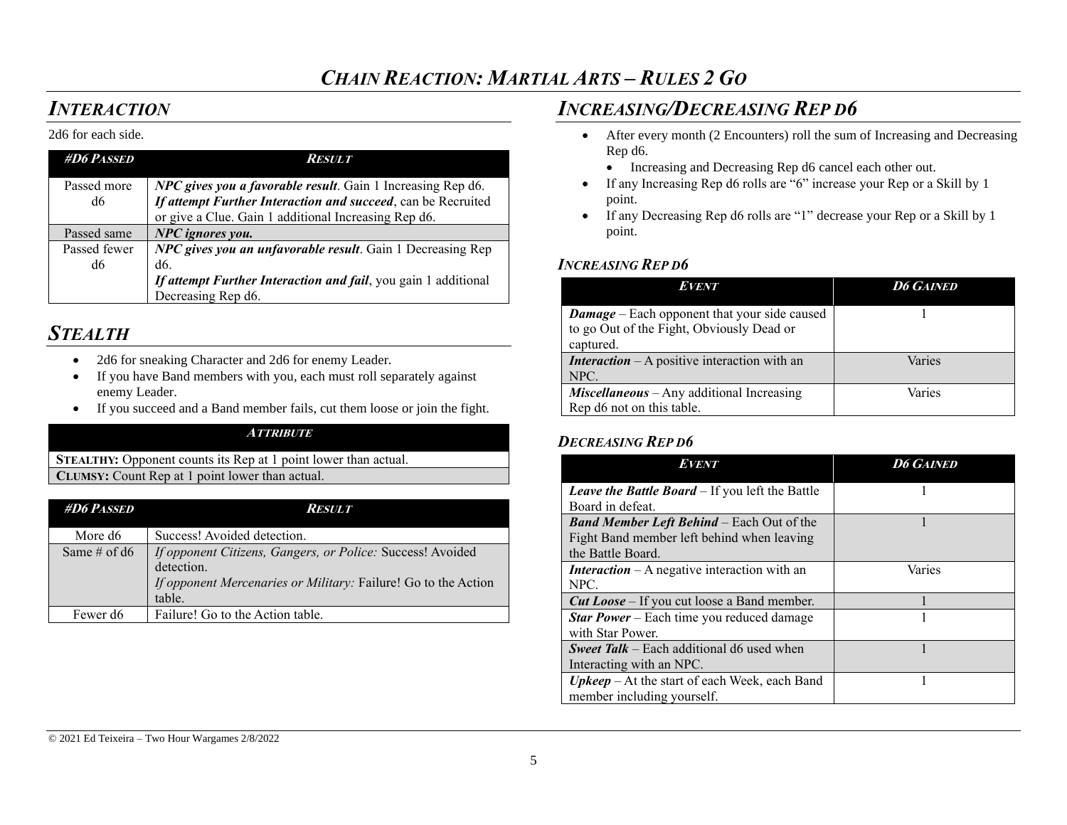## INTERACTION

2d6 for each side.

| #D6 PASSED | RESULT |
|---|---|
| Passed more d6 | ***NPC gives you a favorable result***. Gain 1 Increasing Rep d6. ***If attempt Further Interaction and succeed***, can be Recruited or give a Clue. Gain 1 additional Increasing Rep d6. |
| Passed same | ***NPC ignores you.*** |
| Passed fewer d6 | ***NPC gives you an unfavorable result***. Gain 1 Decreasing Rep d6. ***If attempt Further Interaction and fail***, you gain 1 additional Decreasing Rep d6. |

## STEALTH

- 2d6 for sneaking Character and 2d6 for enemy Leader.
- If you have Band members with you, each must roll separately against enemy Leader.
- If you succeed and a Band member fails, cut them loose or join the fight.

| ATTRIBUTE |
|---|
| **STEALTHY:** Opponent counts its Rep at 1 point lower than actual. |
| **CLUMSY:** Count Rep at 1 point lower than actual. |

| #D6 PASSED | RESULT |
|---|---|
| More d6 | Success! Avoided detection. |
| Same # of d6 | *If opponent Citizens, Gangers, or Police:* Success! Avoided detection. *If opponent Mercenaries or Military:* Failure! Go to the Action table. |
| Fewer d6 | Failure! Go to the Action table. |

## INCREASING/DECREASING REP D6

- After every month (2 Encounters) roll the sum of Increasing and Decreasing Rep d6.
  - Increasing and Decreasing Rep d6 cancel each other out.
- If any Increasing Rep d6 rolls are "6" increase your Rep or a Skill by 1 point.
- If any Decreasing Rep d6 rolls are "1" decrease your Rep or a Skill by 1 point.

### INCREASING REP D6

| EVENT | D6 GAINED |
|---|---|
| ***Damage*** – Each opponent that your side caused to go Out of the Fight, Obviously Dead or captured. | 1 |
| ***Interaction*** – A positive interaction with an NPC. | Varies |
| ***Miscellaneous*** – Any additional Increasing Rep d6 not on this table. | Varies |

### DECREASING REP D6

| EVENT | D6 GAINED |
|---|---|
| ***Leave the Battle Board*** – If you left the Battle Board in defeat. | 1 |
| ***Band Member Left Behind*** – Each Out of the Fight Band member left behind when leaving the Battle Board. | 1 |
| ***Interaction*** – A negative interaction with an NPC. | Varies |
| ***Cut Loose*** – If you cut loose a Band member. | 1 |
| ***Star Power*** – Each time you reduced damage with Star Power. | 1 |
| ***Sweet Talk*** – Each additional d6 used when Interacting with an NPC. | 1 |
| ***Upkeep*** – At the start of each Week, each Band member including yourself. | 1 |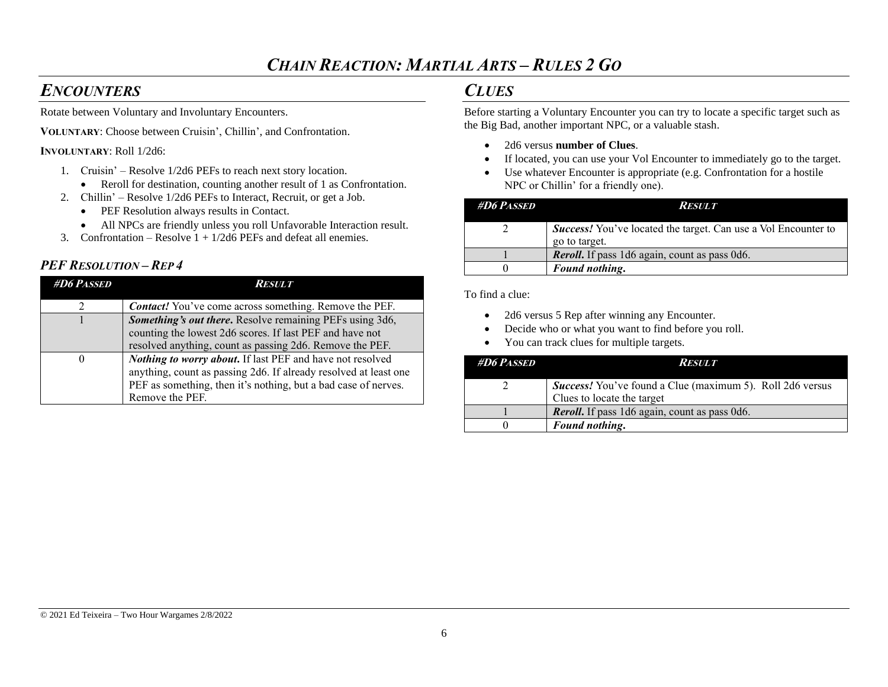## *Encounters*

Rotate between Voluntary and Involuntary Encounters.

**Voluntary**: Choose between Cruisin', Chillin', and Confrontation.

**Involuntary**: Roll 1/2d6:

1. Cruisin' – Resolve 1/2d6 PEFs to reach next story location.
   - Reroll for destination, counting another result of 1 as Confrontation.
2. Chillin' – Resolve 1/2d6 PEFs to Interact, Recruit, or get a Job.
   - PEF Resolution always results in Contact.
   - All NPCs are friendly unless you roll Unfavorable Interaction result.
3. Confrontation – Resolve 1 + 1/2d6 PEFs and defeat all enemies.

### *PEF Resolution – Rep 4*

| *#D6 Passed* | *Result* |
|---|---|
| 2 | ***Contact!*** You've come across something. Remove the PEF. |
| 1 | ***Something's out there***. Resolve remaining PEFs using 3d6, counting the lowest 2d6 scores. If last PEF and have not resolved anything, count as passing 2d6. Remove the PEF. |
| 0 | ***Nothing to worry about***. If last PEF and have not resolved anything, count as passing 2d6. If already resolved at least one PEF as something, then it's nothing, but a bad case of nerves. Remove the PEF. |

## *Clues*

Before starting a Voluntary Encounter you can try to locate a specific target such as the Big Bad, another important NPC, or a valuable stash.

- 2d6 versus **number of Clues**.
- If located, you can use your Vol Encounter to immediately go to the target.
- Use whatever Encounter is appropriate (e.g. Confrontation for a hostile NPC or Chillin' for a friendly one).

| *#D6 Passed* | *Result* |
|---|---|
| 2 | ***Success!*** You've located the target. Can use a Vol Encounter to go to target. |
| 1 | ***Reroll***. If pass 1d6 again, count as pass 0d6. |
| 0 | ***Found nothing***. |

To find a clue:

- 2d6 versus 5 Rep after winning any Encounter.
- Decide who or what you want to find before you roll.
- You can track clues for multiple targets.

| *#D6 Passed* | *Result* |
|---|---|
| 2 | ***Success!*** You've found a Clue (maximum 5). Roll 2d6 versus Clues to locate the target |
| 1 | ***Reroll***. If pass 1d6 again, count as pass 0d6. |
| 0 | ***Found nothing***. |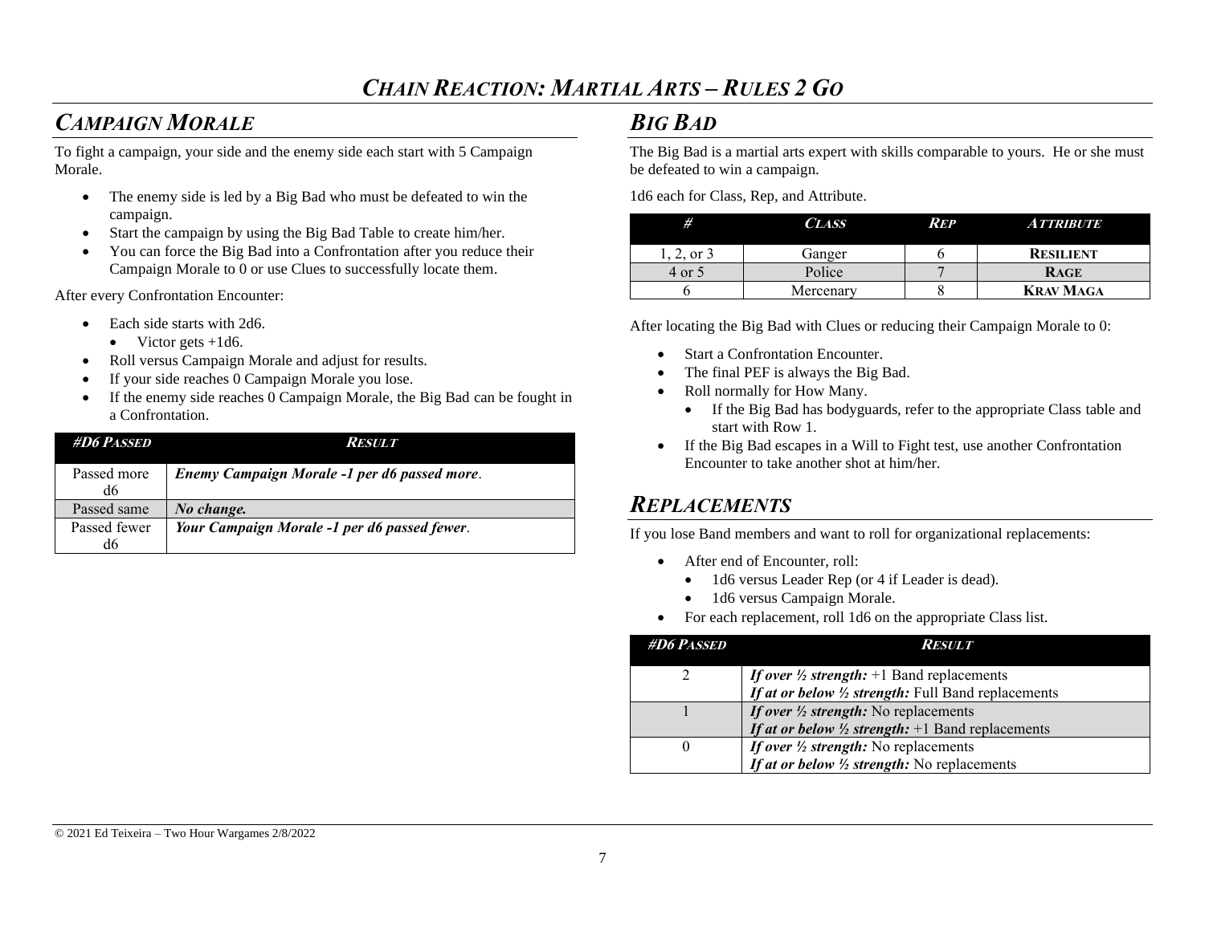## *Campaign Morale*

To fight a campaign, your side and the enemy side each start with 5 Campaign Morale.

- The enemy side is led by a Big Bad who must be defeated to win the campaign.
- Start the campaign by using the Big Bad Table to create him/her.
- You can force the Big Bad into a Confrontation after you reduce their Campaign Morale to 0 or use Clues to successfully locate them.

After every Confrontation Encounter:

- Each side starts with 2d6.
  - Victor gets +1d6.
- Roll versus Campaign Morale and adjust for results.
- If your side reaches 0 Campaign Morale you lose.
- If the enemy side reaches 0 Campaign Morale, the Big Bad can be fought in a Confrontation.

| *#D6 Passed* | *Result* |
|---|---|
| Passed more d6 | ***Enemy Campaign Morale -1 per d6 passed more***. |
| Passed same | ***No change.*** |
| Passed fewer d6 | ***Your Campaign Morale -1 per d6 passed fewer***. |

## *Big Bad*

The Big Bad is a martial arts expert with skills comparable to yours. He or she must be defeated to win a campaign.

1d6 each for Class, Rep, and Attribute.

| *#* | *Class* | *Rep* | *Attribute* |
|---|---|---|---|
| 1, 2, or 3 | Ganger | 6 | **Resilient** |
| 4 or 5 | Police | 7 | **Rage** |
| 6 | Mercenary | 8 | **Krav Maga** |

After locating the Big Bad with Clues or reducing their Campaign Morale to 0:

- Start a Confrontation Encounter.
- The final PEF is always the Big Bad.
- Roll normally for How Many.
  - If the Big Bad has bodyguards, refer to the appropriate Class table and start with Row 1.
- If the Big Bad escapes in a Will to Fight test, use another Confrontation Encounter to take another shot at him/her.

## *Replacements*

If you lose Band members and want to roll for organizational replacements:

- After end of Encounter, roll:
  - 1d6 versus Leader Rep (or 4 if Leader is dead).
  - 1d6 versus Campaign Morale.
- For each replacement, roll 1d6 on the appropriate Class list.

| *#D6 Passed* | *Result* |
|---|---|
| 2 | ***If over ½ strength:*** +1 Band replacements<br>***If at or below ½ strength:*** Full Band replacements |
| 1 | ***If over ½ strength:*** No replacements<br>***If at or below ½ strength:*** +1 Band replacements |
| 0 | ***If over ½ strength:*** No replacements<br>***If at or below ½ strength:*** No replacements |